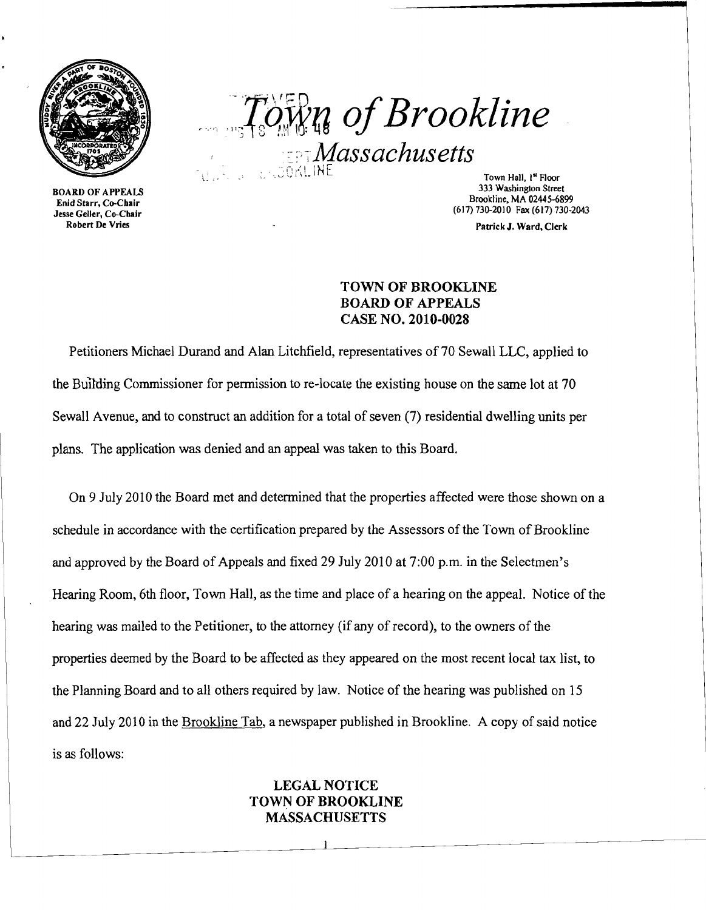# *Town of Brookline*

## *Massachusetts*

BOARD OF APPEALS
Enid Starr, Co-Chair
Jesse Geller, Co-Chair
Robert De Vries

Town Hall, 1st Floor
333 Washington Street
Brookline, MA 02445-6899
(617) 730-2010 Fax (617) 730-2043

Patrick J. Ward, Clerk

**TOWN OF BROOKLINE**
**BOARD OF APPEALS**
**CASE NO. 2010-0028**

Petitioners Michael Durand and Alan Litchfield, representatives of 70 Sewall LLC, applied to the Building Commissioner for permission to re-locate the existing house on the same lot at 70 Sewall Avenue, and to construct an addition for a total of seven (7) residential dwelling units per plans. The application was denied and an appeal was taken to this Board.

On 9 July 2010 the Board met and determined that the properties affected were those shown on a schedule in accordance with the certification prepared by the Assessors of the Town of Brookline and approved by the Board of Appeals and fixed 29 July 2010 at 7:00 p.m. in the Selectmen's Hearing Room, 6th floor, Town Hall, as the time and place of a hearing on the appeal. Notice of the hearing was mailed to the Petitioner, to the attorney (if any of record), to the owners of the properties deemed by the Board to be affected as they appeared on the most recent local tax list, to the Planning Board and to all others required by law. Notice of the hearing was published on 15 and 22 July 2010 in the Brookline Tab, a newspaper published in Brookline. A copy of said notice is as follows:

**LEGAL NOTICE**
**TOWN OF BROOKLINE**
**MASSACHUSETTS**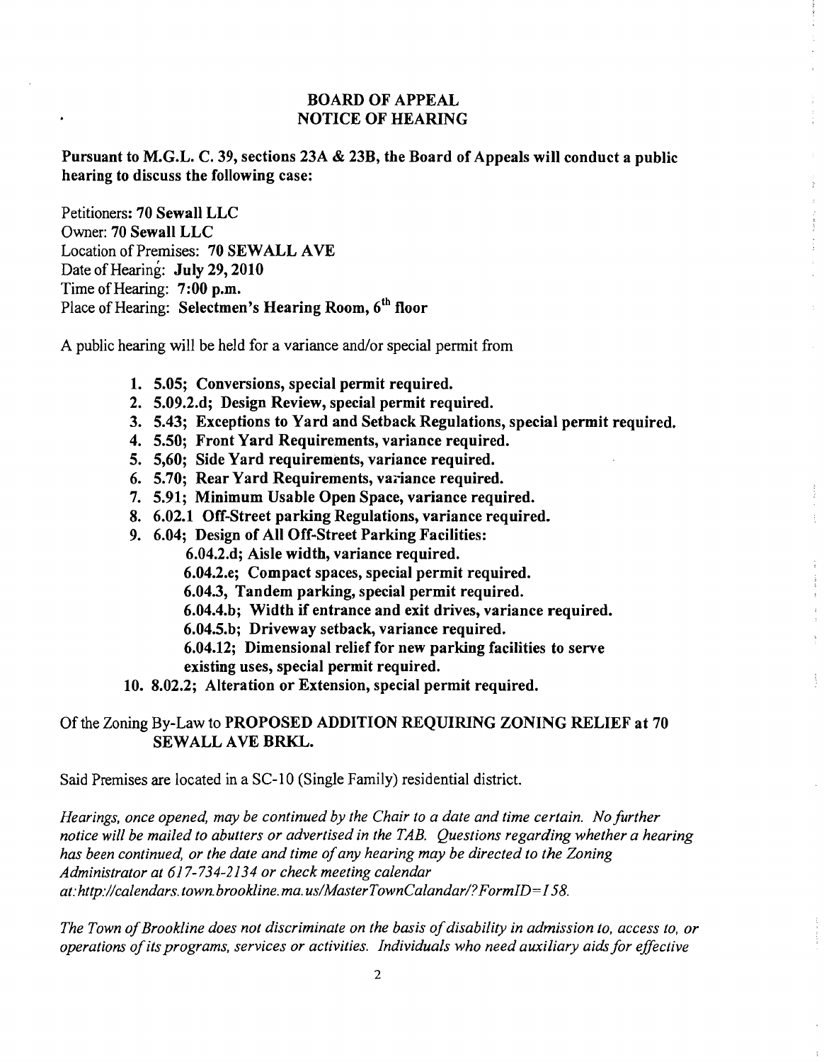## BOARD OF APPEAL
## NOTICE OF HEARING

**Pursuant to M.G.L. C. 39, sections 23A & 23B, the Board of Appeals will conduct a public hearing to discuss the following case:**

Petitioners: **70 Sewall LLC**
Owner: **70 Sewall LLC**
Location of Premises: **70 SEWALL AVE**
Date of Hearing: **July 29, 2010**
Time of Hearing: **7:00 p.m.**
Place of Hearing: **Selectmen's Hearing Room, 6th floor**

A public hearing will be held for a variance and/or special permit from

1. **5.05; Conversions, special permit required.**
2. **5.09.2.d; Design Review, special permit required.**
3. **5.43; Exceptions to Yard and Setback Regulations, special permit required.**
4. **5.50; Front Yard Requirements, variance required.**
5. **5,60; Side Yard requirements, variance required.**
6. **5.70; Rear Yard Requirements, variance required.**
7. **5.91; Minimum Usable Open Space, variance required.**
8. **6.02.1 Off-Street parking Regulations, variance required.**
9. **6.04; Design of All Off-Street Parking Facilities:**
   - **6.04.2.d; Aisle width, variance required.**
   - **6.04.2.e; Compact spaces, special permit required.**
   - **6.04.3, Tandem parking, special permit required.**
   - **6.04.4.b; Width if entrance and exit drives, variance required.**
   - **6.04.5.b; Driveway setback, variance required.**
   - **6.04.12; Dimensional relief for new parking facilities to serve existing uses, special permit required.**
10. **8.02.2; Alteration or Extension, special permit required.**

Of the Zoning By-Law to **PROPOSED ADDITION REQUIRING ZONING RELIEF at 70 SEWALL AVE BRKL.**

Said Premises are located in a SC-10 (Single Family) residential district.

*Hearings, once opened, may be continued by the Chair to a date and time certain. No further notice will be mailed to abutters or advertised in the TAB. Questions regarding whether a hearing has been continued, or the date and time of any hearing may be directed to the Zoning Administrator at 617-734-2134 or check meeting calendar at:http://calendars.town.brookline.ma.us/MasterTownCalandar/?FormID=158.*

*The Town of Brookline does not discriminate on the basis of disability in admission to, access to, or operations of its programs, services or activities. Individuals who need auxiliary aids for effective*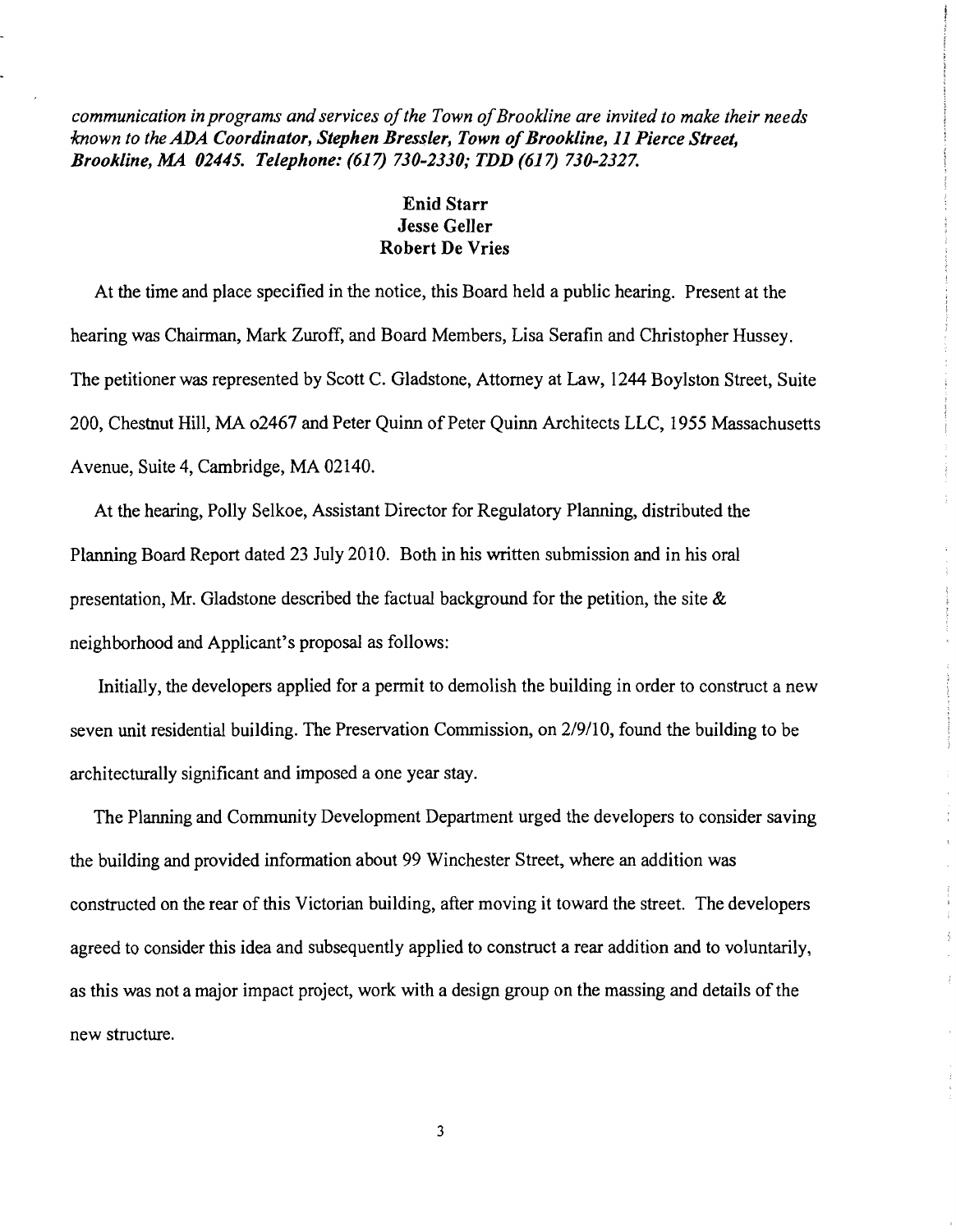*communication in programs and services of the Town of Brookline are invited to make their needs known to the ADA Coordinator, Stephen Bressler, Town of Brookline, 11 Pierce Street, Brookline, MA 02445. Telephone: (617) 730-2330; TDD (617) 730-2327.*

**Enid Starr**
**Jesse Geller**
**Robert De Vries**

At the time and place specified in the notice, this Board held a public hearing. Present at the hearing was Chairman, Mark Zuroff, and Board Members, Lisa Serafin and Christopher Hussey. The petitioner was represented by Scott C. Gladstone, Attorney at Law, 1244 Boylston Street, Suite 200, Chestnut Hill, MA o2467 and Peter Quinn of Peter Quinn Architects LLC, 1955 Massachusetts Avenue, Suite 4, Cambridge, MA 02140.

At the hearing, Polly Selkoe, Assistant Director for Regulatory Planning, distributed the Planning Board Report dated 23 July 2010. Both in his written submission and in his oral presentation, Mr. Gladstone described the factual background for the petition, the site & neighborhood and Applicant's proposal as follows:

Initially, the developers applied for a permit to demolish the building in order to construct a new seven unit residential building. The Preservation Commission, on 2/9/10, found the building to be architecturally significant and imposed a one year stay.

The Planning and Community Development Department urged the developers to consider saving the building and provided information about 99 Winchester Street, where an addition was constructed on the rear of this Victorian building, after moving it toward the street. The developers agreed to consider this idea and subsequently applied to construct a rear addition and to voluntarily, as this was not a major impact project, work with a design group on the massing and details of the new structure.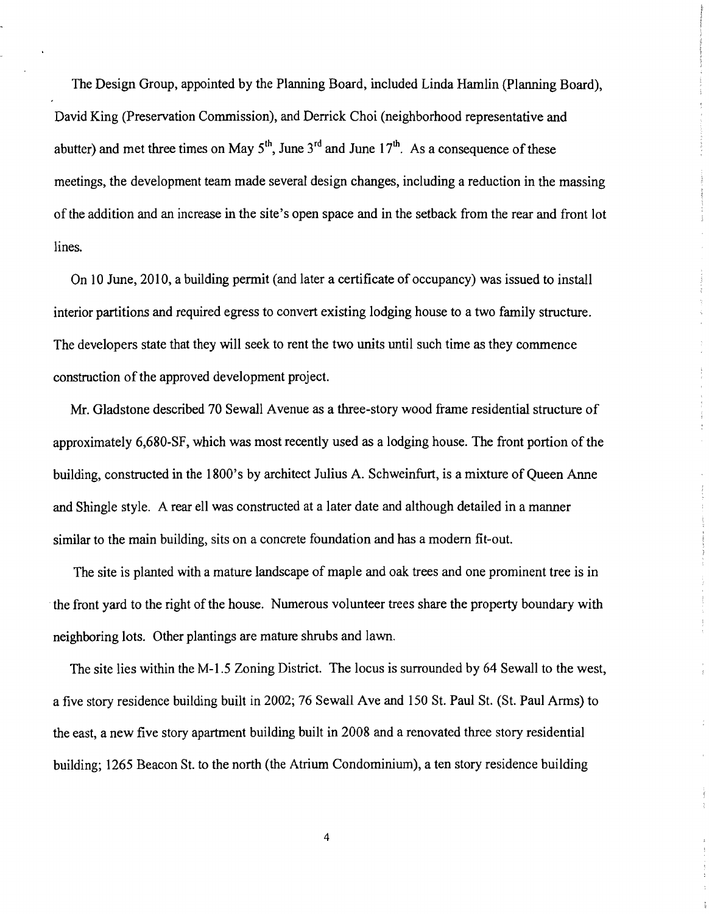The Design Group, appointed by the Planning Board, included Linda Hamlin (Planning Board), David King (Preservation Commission), and Derrick Choi (neighborhood representative and abutter) and met three times on May 5th, June 3rd and June 17th. As a consequence of these meetings, the development team made several design changes, including a reduction in the massing of the addition and an increase in the site's open space and in the setback from the rear and front lot lines.

On 10 June, 2010, a building permit (and later a certificate of occupancy) was issued to install interior partitions and required egress to convert existing lodging house to a two family structure. The developers state that they will seek to rent the two units until such time as they commence construction of the approved development project.

Mr. Gladstone described 70 Sewall Avenue as a three-story wood frame residential structure of approximately 6,680-SF, which was most recently used as a lodging house. The front portion of the building, constructed in the 1800's by architect Julius A. Schweinfurt, is a mixture of Queen Anne and Shingle style. A rear ell was constructed at a later date and although detailed in a manner similar to the main building, sits on a concrete foundation and has a modern fit-out.

The site is planted with a mature landscape of maple and oak trees and one prominent tree is in the front yard to the right of the house. Numerous volunteer trees share the property boundary with neighboring lots. Other plantings are mature shrubs and lawn.

The site lies within the M-1.5 Zoning District. The locus is surrounded by 64 Sewall to the west, a five story residence building built in 2002; 76 Sewall Ave and 150 St. Paul St. (St. Paul Arms) to the east, a new five story apartment building built in 2008 and a renovated three story residential building; 1265 Beacon St. to the north (the Atrium Condominium), a ten story residence building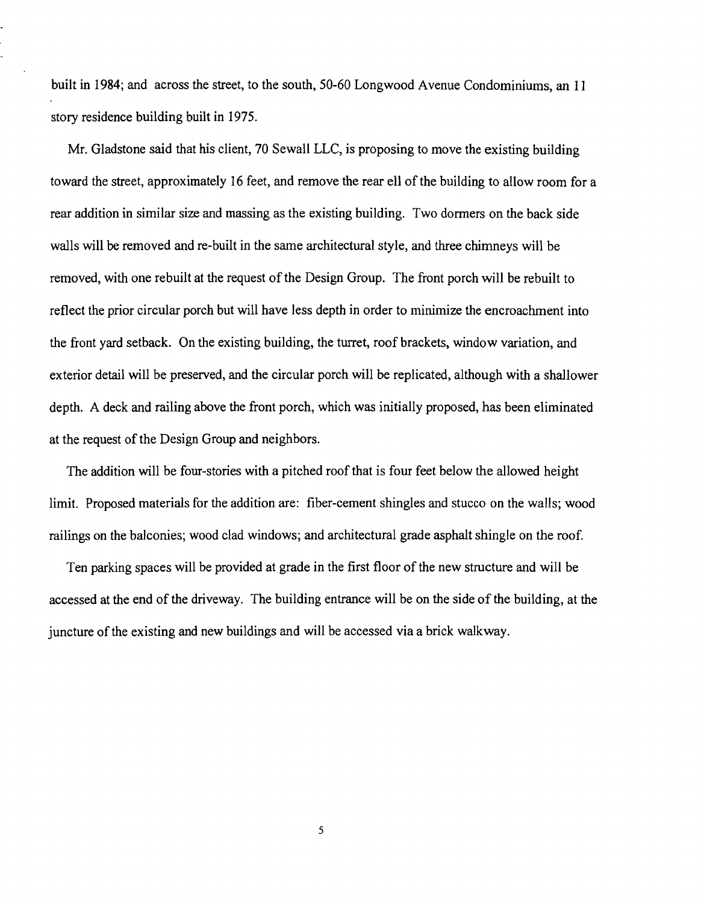built in 1984; and across the street, to the south, 50-60 Longwood Avenue Condominiums, an 11 story residence building built in 1975.

Mr. Gladstone said that his client, 70 Sewall LLC, is proposing to move the existing building toward the street, approximately 16 feet, and remove the rear ell of the building to allow room for a rear addition in similar size and massing as the existing building. Two dormers on the back side walls will be removed and re-built in the same architectural style, and three chimneys will be removed, with one rebuilt at the request of the Design Group. The front porch will be rebuilt to reflect the prior circular porch but will have less depth in order to minimize the encroachment into the front yard setback. On the existing building, the turret, roof brackets, window variation, and exterior detail will be preserved, and the circular porch will be replicated, although with a shallower depth. A deck and railing above the front porch, which was initially proposed, has been eliminated at the request of the Design Group and neighbors.

The addition will be four-stories with a pitched roof that is four feet below the allowed height limit. Proposed materials for the addition are: fiber-cement shingles and stucco on the walls; wood railings on the balconies; wood clad windows; and architectural grade asphalt shingle on the roof.

Ten parking spaces will be provided at grade in the first floor of the new structure and will be accessed at the end of the driveway. The building entrance will be on the side of the building, at the juncture of the existing and new buildings and will be accessed via a brick walkway.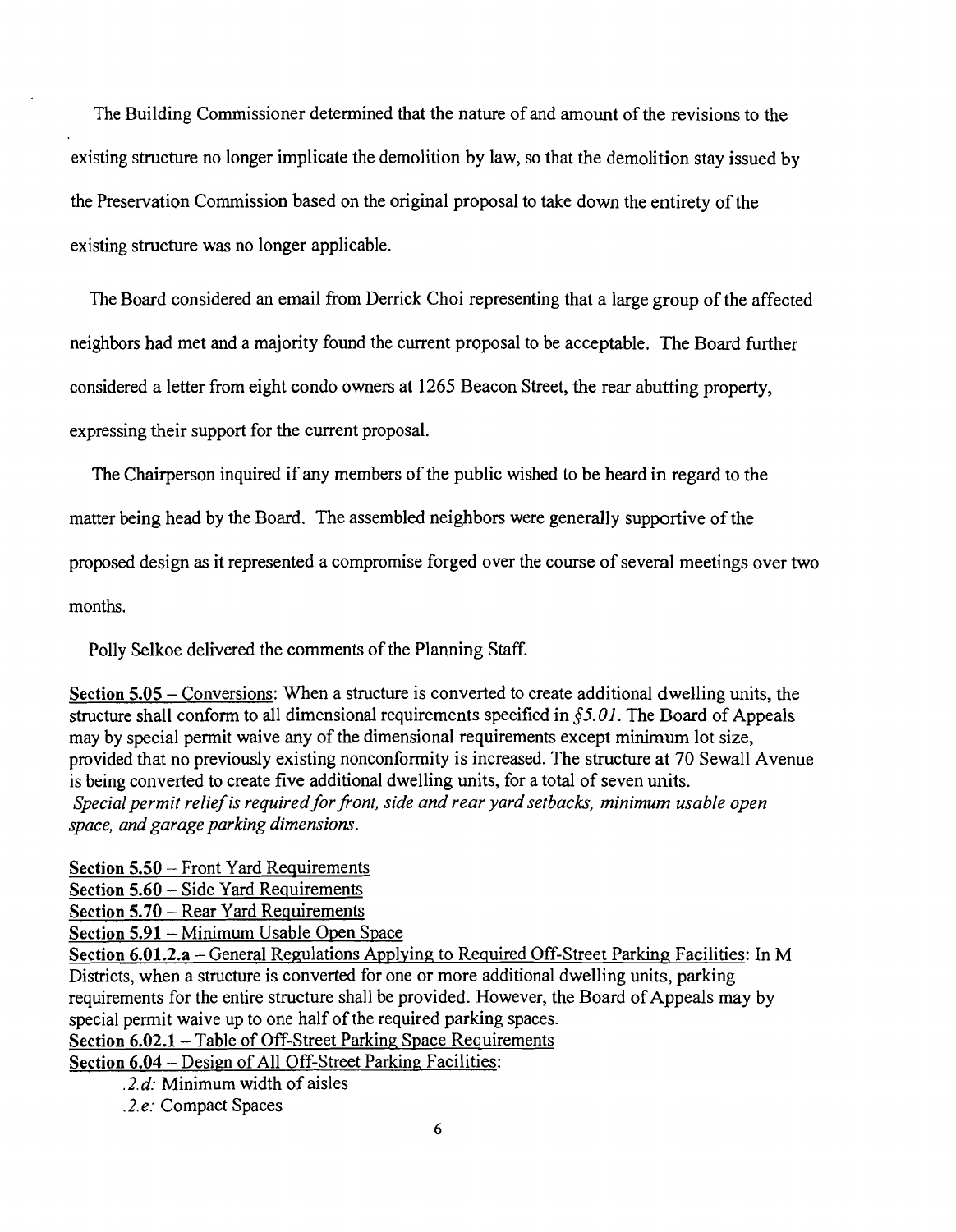The Building Commissioner determined that the nature of and amount of the revisions to the existing structure no longer implicate the demolition by law, so that the demolition stay issued by the Preservation Commission based on the original proposal to take down the entirety of the existing structure was no longer applicable.

The Board considered an email from Derrick Choi representing that a large group of the affected neighbors had met and a majority found the current proposal to be acceptable. The Board further considered a letter from eight condo owners at 1265 Beacon Street, the rear abutting property, expressing their support for the current proposal.

The Chairperson inquired if any members of the public wished to be heard in regard to the matter being head by the Board. The assembled neighbors were generally supportive of the proposed design as it represented a compromise forged over the course of several meetings over two months.

Polly Selkoe delivered the comments of the Planning Staff.

Section 5.05 – Conversions: When a structure is converted to create additional dwelling units, the structure shall conform to all dimensional requirements specified in *§5.01*. The Board of Appeals may by special permit waive any of the dimensional requirements except minimum lot size, provided that no previously existing nonconformity is increased. The structure at 70 Sewall Avenue is being converted to create five additional dwelling units, for a total of seven units.
*Special permit relief is required for front, side and rear yard setbacks, minimum usable open space, and garage parking dimensions.*

Section 5.50 – Front Yard Requirements
Section 5.60 – Side Yard Requirements
Section 5.70 – Rear Yard Requirements
Section 5.91 – Minimum Usable Open Space
Section 6.01.2.a – General Regulations Applying to Required Off-Street Parking Facilities: In M Districts, when a structure is converted for one or more additional dwelling units, parking requirements for the entire structure shall be provided. However, the Board of Appeals may by special permit waive up to one half of the required parking spaces.
Section 6.02.1 – Table of Off-Street Parking Space Requirements
Section 6.04 – Design of All Off-Street Parking Facilities:

- *.2.d:* Minimum width of aisles
- *.2.e:* Compact Spaces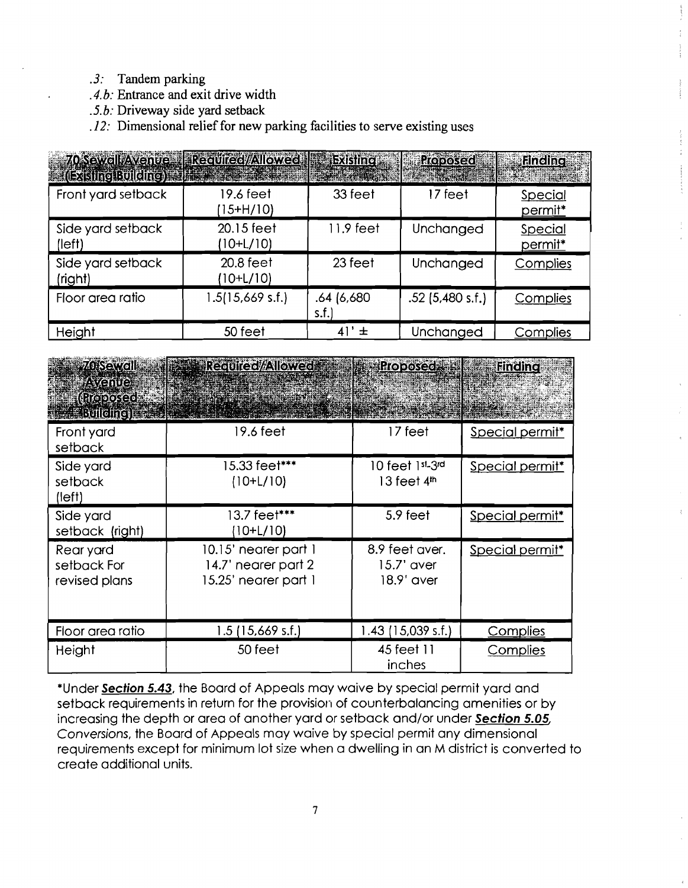- *.3:* Tandem parking
- *.4.b:* Entrance and exit drive width
- *.5.b:* Driveway side yard setback
- *.12:* Dimensional relief for new parking facilities to serve existing uses

| 70 Sewall Avenue (Existing Building) | Required/Allowed | Existing | Proposed | Finding |
|---|---|---|---|---|
| Front yard setback | 19.6 feet (15+H/10) | 33 feet | 17 feet | Special permit* |
| Side yard setback (left) | 20.15 feet (10+L/10) | 11.9 feet | Unchanged | Special permit* |
| Side yard setback (right) | 20.8 feet (10+L/10) | 23 feet | Unchanged | Complies |
| Floor area ratio | 1.5(15,669 s.f.) | .64 (6,680 s.f.) | .52 (5,480 s.f.) | Complies |
| Height | 50 feet | 41' ± | Unchanged | Complies |

| 70 Sewall Avenue (Proposed Building) | Required/Allowed | Proposed | Finding |
|---|---|---|---|
| Front yard setback | 19.6 feet | 17 feet | Special permit* |
| Side yard setback (left) | 15.33 feet*** (10+L/10) | 10 feet 1st-3rd<br>13 feet 4th | Special permit* |
| Side yard setback (right) | 13.7 feet*** (10+L/10) | 5.9 feet | Special permit* |
| Rear yard setback For revised plans | 10.15' nearer part 1<br>14.7' nearer part 2<br>15.25' nearer part 1 | 8.9 feet aver.<br>15.7' aver<br>18.9' aver | Special permit* |
| Floor area ratio | 1.5 (15,669 s.f.) | 1.43 (15,039 s.f.) | Complies |
| Height | 50 feet | 45 feet 11 inches | Complies |

*Under **Section 5.43**, the Board of Appeals may waive by special permit yard and setback requirements in return for the provision of counterbalancing amenities or by increasing the depth or area of another yard or setback and/or under ***Section 5.05**, Conversions*, the Board of Appeals may waive by special permit any dimensional requirements except for minimum lot size when a dwelling in an M district is converted to create additional units.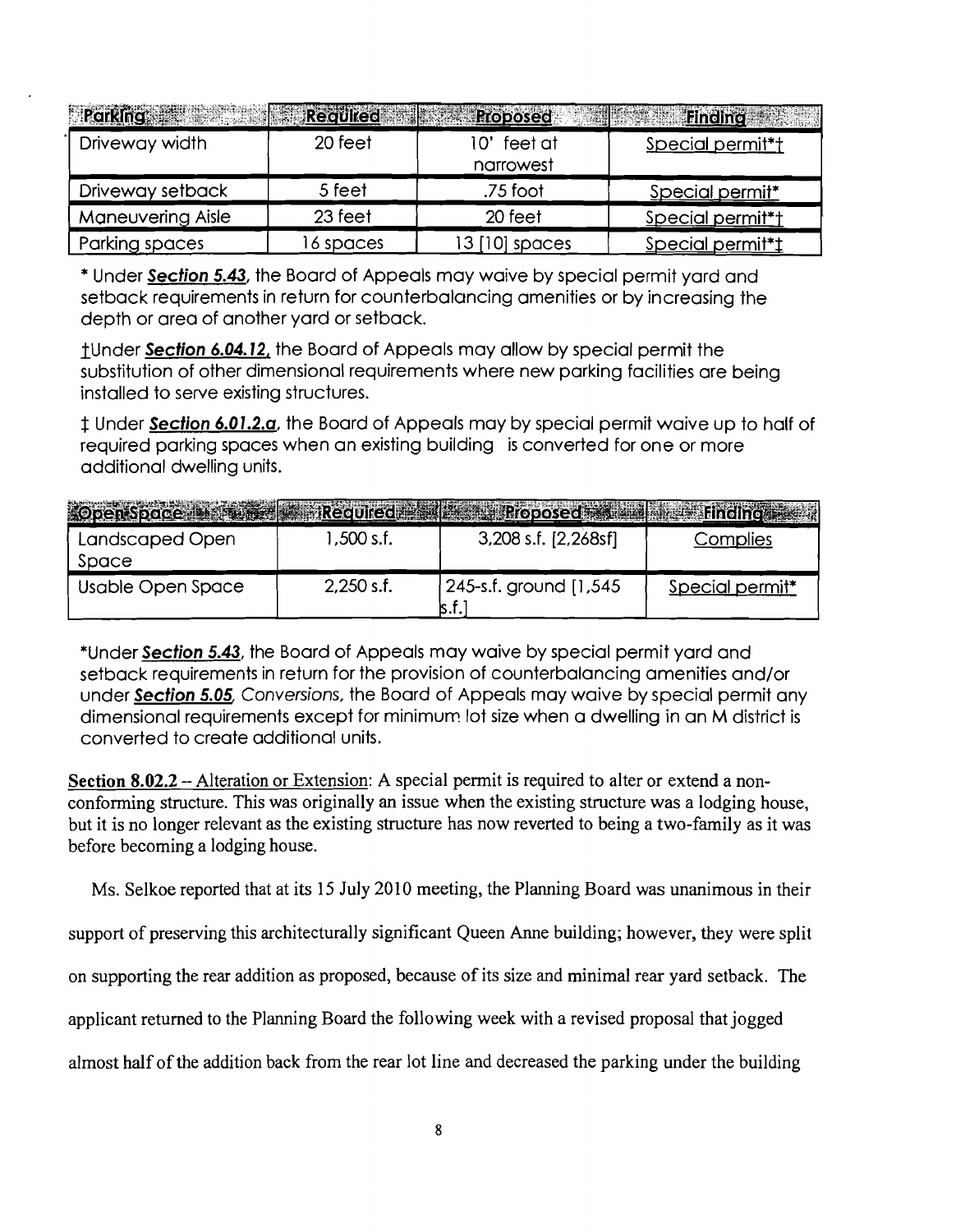| Parking | Required | Proposed | Finding |
| --- | --- | --- | --- |
| Driveway width | 20 feet | 10' feet at narrowest | Special permit*† |
| Driveway setback | 5 feet | .75 foot | Special permit* |
| Maneuvering Aisle | 23 feet | 20 feet | Special permit*† |
| Parking spaces | 16 spaces | 13 [10] spaces | Special permit*‡ |

\* Under ***Section 5.43***, the Board of Appeals may waive by special permit yard and setback requirements in return for counterbalancing amenities or by increasing the depth or area of another yard or setback.

†Under ***Section 6.04.12***, the Board of Appeals may allow by special permit the substitution of other dimensional requirements where new parking facilities are being installed to serve existing structures.

‡ Under ***Section 6.01.2.a***, the Board of Appeals may by special permit waive up to half of required parking spaces when an existing building is converted for one or more additional dwelling units.

| Open Space | Required | Proposed | Finding |
| --- | --- | --- | --- |
| Landscaped Open Space | 1,500 s.f. | 3,208 s.f. [2,268sf] | Complies |
| Usable Open Space | 2,250 s.f. | 245-s.f. ground [1,545 s.f.] | Special permit* |

\*Under ***Section 5.43***, the Board of Appeals may waive by special permit yard and setback requirements in return for the provision of counterbalancing amenities and/or under ***Section 5.05***, Conversions, the Board of Appeals may waive by special permit any dimensional requirements except for minimum lot size when a dwelling in an M district is converted to create additional units.

**Section 8.02.2** – Alteration or Extension: A special permit is required to alter or extend a non-conforming structure. This was originally an issue when the existing structure was a lodging house, but it is no longer relevant as the existing structure has now reverted to being a two-family as it was before becoming a lodging house.

Ms. Selkoe reported that at its 15 July 2010 meeting, the Planning Board was unanimous in their support of preserving this architecturally significant Queen Anne building; however, they were split on supporting the rear addition as proposed, because of its size and minimal rear yard setback. The applicant returned to the Planning Board the following week with a revised proposal that jogged almost half of the addition back from the rear lot line and decreased the parking under the building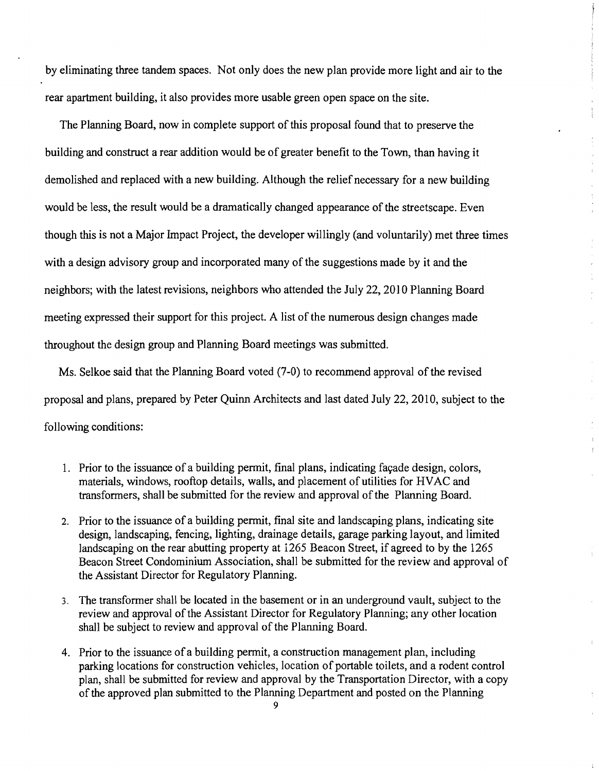by eliminating three tandem spaces. Not only does the new plan provide more light and air to the rear apartment building, it also provides more usable green open space on the site.

The Planning Board, now in complete support of this proposal found that to preserve the building and construct a rear addition would be of greater benefit to the Town, than having it demolished and replaced with a new building. Although the relief necessary for a new building would be less, the result would be a dramatically changed appearance of the streetscape. Even though this is not a Major Impact Project, the developer willingly (and voluntarily) met three times with a design advisory group and incorporated many of the suggestions made by it and the neighbors; with the latest revisions, neighbors who attended the July 22, 2010 Planning Board meeting expressed their support for this project. A list of the numerous design changes made throughout the design group and Planning Board meetings was submitted.

Ms. Selkoe said that the Planning Board voted (7-0) to recommend approval of the revised proposal and plans, prepared by Peter Quinn Architects and last dated July 22, 2010, subject to the following conditions:

1. Prior to the issuance of a building permit, final plans, indicating façade design, colors, materials, windows, rooftop details, walls, and placement of utilities for HVAC and transformers, shall be submitted for the review and approval of the Planning Board.

2. Prior to the issuance of a building permit, final site and landscaping plans, indicating site design, landscaping, fencing, lighting, drainage details, garage parking layout, and limited landscaping on the rear abutting property at 1265 Beacon Street, if agreed to by the 1265 Beacon Street Condominium Association, shall be submitted for the review and approval of the Assistant Director for Regulatory Planning.

3. The transformer shall be located in the basement or in an underground vault, subject to the review and approval of the Assistant Director for Regulatory Planning; any other location shall be subject to review and approval of the Planning Board.

4. Prior to the issuance of a building permit, a construction management plan, including parking locations for construction vehicles, location of portable toilets, and a rodent control plan, shall be submitted for review and approval by the Transportation Director, with a copy of the approved plan submitted to the Planning Department and posted on the Planning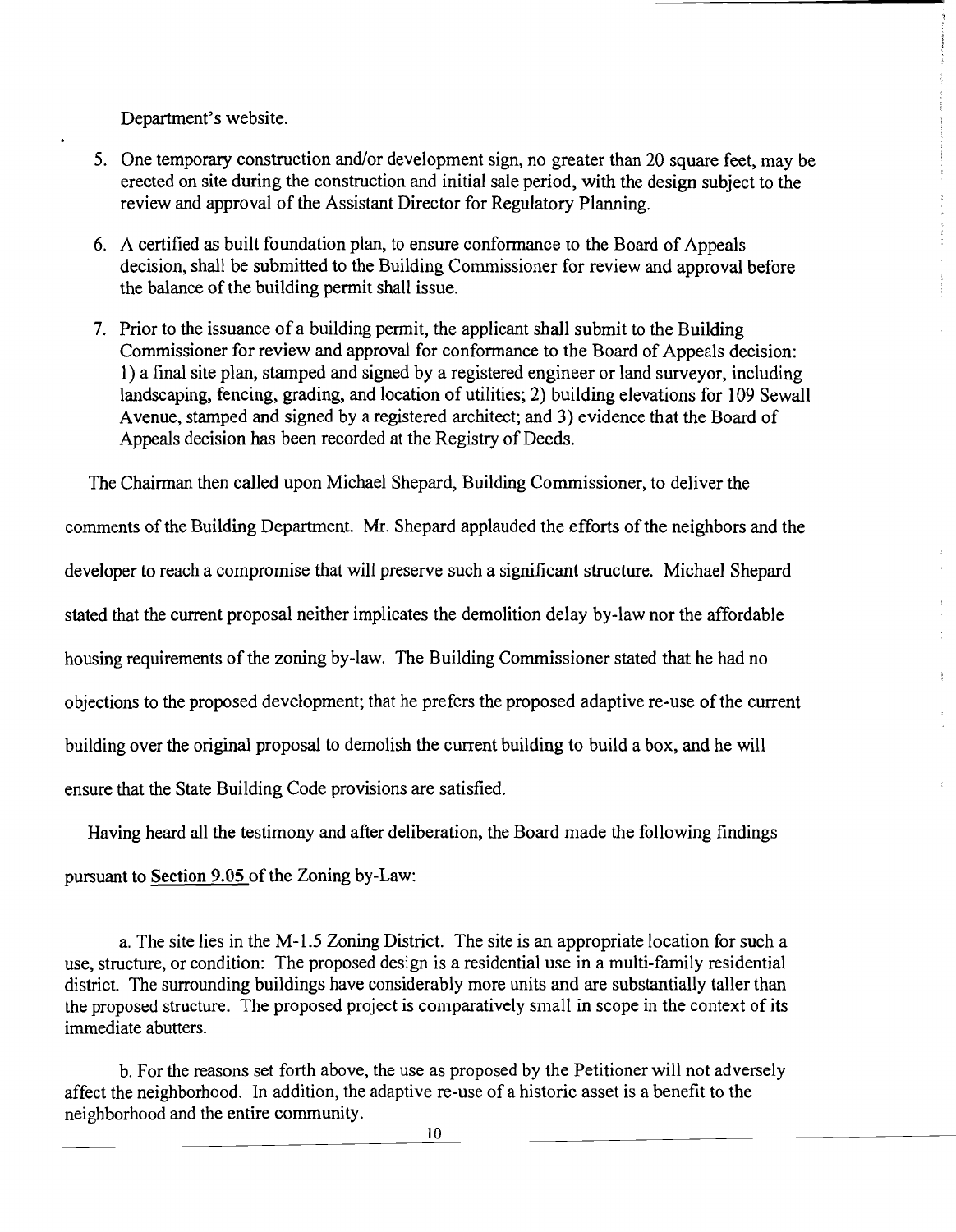Department's website.

5. One temporary construction and/or development sign, no greater than 20 square feet, may be erected on site during the construction and initial sale period, with the design subject to the review and approval of the Assistant Director for Regulatory Planning.

6. A certified as built foundation plan, to ensure conformance to the Board of Appeals decision, shall be submitted to the Building Commissioner for review and approval before the balance of the building permit shall issue.

7. Prior to the issuance of a building permit, the applicant shall submit to the Building Commissioner for review and approval for conformance to the Board of Appeals decision: 1) a final site plan, stamped and signed by a registered engineer or land surveyor, including landscaping, fencing, grading, and location of utilities; 2) building elevations for 109 Sewall Avenue, stamped and signed by a registered architect; and 3) evidence that the Board of Appeals decision has been recorded at the Registry of Deeds.

The Chairman then called upon Michael Shepard, Building Commissioner, to deliver the comments of the Building Department. Mr. Shepard applauded the efforts of the neighbors and the developer to reach a compromise that will preserve such a significant structure. Michael Shepard stated that the current proposal neither implicates the demolition delay by-law nor the affordable housing requirements of the zoning by-law. The Building Commissioner stated that he had no objections to the proposed development; that he prefers the proposed adaptive re-use of the current building over the original proposal to demolish the current building to build a box, and he will ensure that the State Building Code provisions are satisfied.

Having heard all the testimony and after deliberation, the Board made the following findings pursuant to **Section 9.05** of the Zoning by-Law:

a. The site lies in the M-1.5 Zoning District. The site is an appropriate location for such a use, structure, or condition: The proposed design is a residential use in a multi-family residential district. The surrounding buildings have considerably more units and are substantially taller than the proposed structure. The proposed project is comparatively small in scope in the context of its immediate abutters.

b. For the reasons set forth above, the use as proposed by the Petitioner will not adversely affect the neighborhood. In addition, the adaptive re-use of a historic asset is a benefit to the neighborhood and the entire community.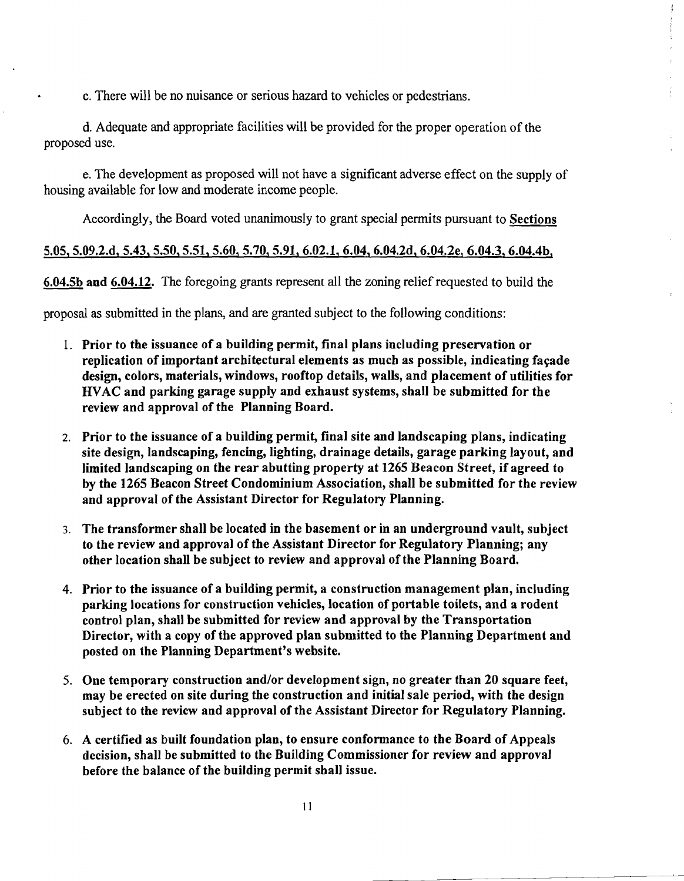c. There will be no nuisance or serious hazard to vehicles or pedestrians.

d. Adequate and appropriate facilities will be provided for the proper operation of the proposed use.

e. The development as proposed will not have a significant adverse effect on the supply of housing available for low and moderate income people.

Accordingly, the Board voted unanimously to grant special permits pursuant to <u>Sections 5.05, 5.09.2.d, 5.43, 5.50, 5.51, 5.60, 5.70, 5.91, 6.02.1, 6.04, 6.04.2d, 6.04.2e, 6.04.3, 6.04.4b, 6.04.5b</u> **and** <u>6.04.12</u>. The foregoing grants represent all the zoning relief requested to build the proposal as submitted in the plans, and are granted subject to the following conditions:

1. **Prior to the issuance of a building permit, final plans including preservation or replication of important architectural elements as much as possible, indicating façade design, colors, materials, windows, rooftop details, walls, and placement of utilities for HVAC and parking garage supply and exhaust systems, shall be submitted for the review and approval of the Planning Board.**

2. **Prior to the issuance of a building permit, final site and landscaping plans, indicating site design, landscaping, fencing, lighting, drainage details, garage parking layout, and limited landscaping on the rear abutting property at 1265 Beacon Street, if agreed to by the 1265 Beacon Street Condominium Association, shall be submitted for the review and approval of the Assistant Director for Regulatory Planning.**

3. **The transformer shall be located in the basement or in an underground vault, subject to the review and approval of the Assistant Director for Regulatory Planning; any other location shall be subject to review and approval of the Planning Board.**

4. **Prior to the issuance of a building permit, a construction management plan, including parking locations for construction vehicles, location of portable toilets, and a rodent control plan, shall be submitted for review and approval by the Transportation Director, with a copy of the approved plan submitted to the Planning Department and posted on the Planning Department's website.**

5. **One temporary construction and/or development sign, no greater than 20 square feet, may be erected on site during the construction and initial sale period, with the design subject to the review and approval of the Assistant Director for Regulatory Planning.**

6. **A certified as built foundation plan, to ensure conformance to the Board of Appeals decision, shall be submitted to the Building Commissioner for review and approval before the balance of the building permit shall issue.**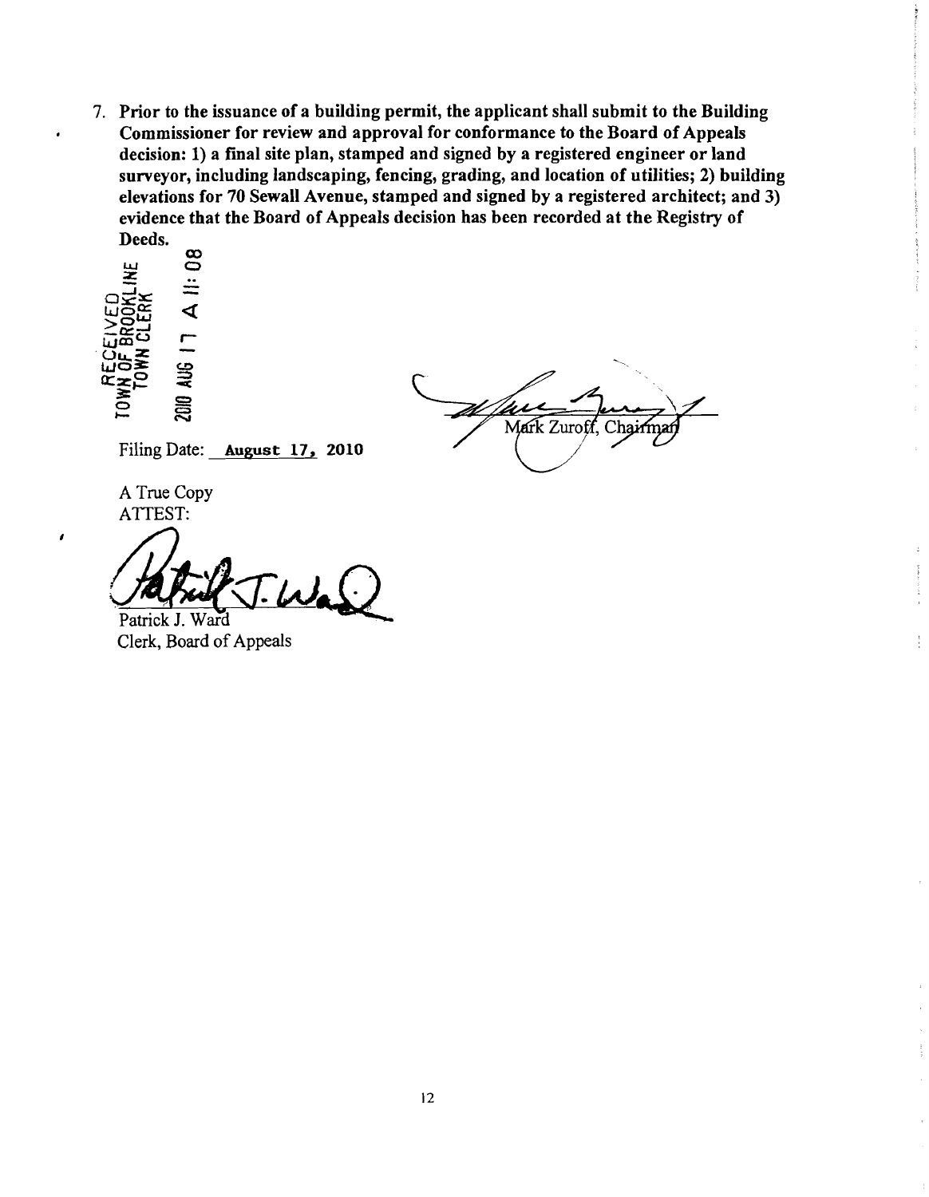7. **Prior to the issuance of a building permit, the applicant shall submit to the Building Commissioner for review and approval for conformance to the Board of Appeals decision: 1) a final site plan, stamped and signed by a registered engineer or land surveyor, including landscaping, fencing, grading, and location of utilities; 2) building elevations for 70 Sewall Avenue, stamped and signed by a registered architect; and 3) evidence that the Board of Appeals decision has been recorded at the Registry of Deeds.**

RECEIVED
TOWN OF BROOKLINE
TOWN CLERK
2010 AUG 17 A 11:08

Mark Zuroff, Chairman

Filing Date: **August 17, 2010**

A True Copy
ATTEST:

Patrick J. Ward
Clerk, Board of Appeals